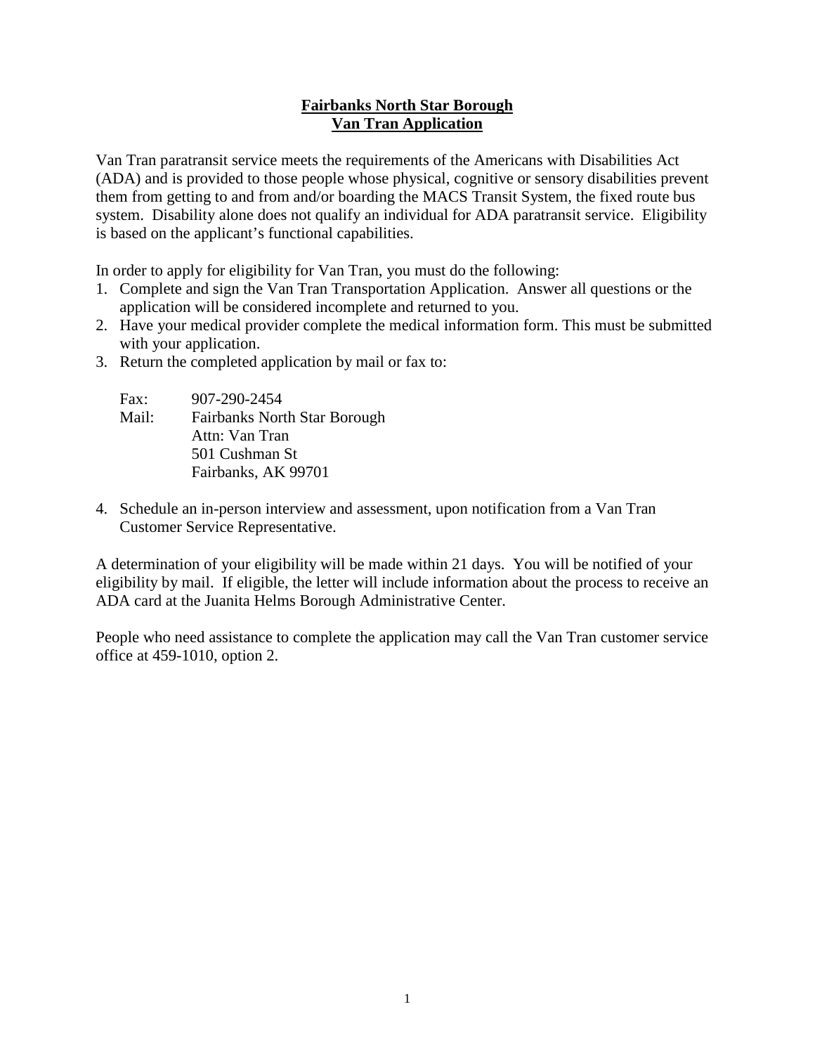# Fairbanks North Star Borough
# Van Tran Application

Van Tran paratransit service meets the requirements of the Americans with Disabilities Act (ADA) and is provided to those people whose physical, cognitive or sensory disabilities prevent them from getting to and from and/or boarding the MACS Transit System, the fixed route bus system. Disability alone does not qualify an individual for ADA paratransit service. Eligibility is based on the applicant's functional capabilities.

In order to apply for eligibility for Van Tran, you must do the following:

1. Complete and sign the Van Tran Transportation Application. Answer all questions or the application will be considered incomplete and returned to you.
2. Have your medical provider complete the medical information form. This must be submitted with your application.
3. Return the completed application by mail or fax to:

   Fax: 907-290-2454
   Mail: Fairbanks North Star Borough
   Attn: Van Tran
   501 Cushman St
   Fairbanks, AK 99701

4. Schedule an in-person interview and assessment, upon notification from a Van Tran Customer Service Representative.

A determination of your eligibility will be made within 21 days. You will be notified of your eligibility by mail. If eligible, the letter will include information about the process to receive an ADA card at the Juanita Helms Borough Administrative Center.

People who need assistance to complete the application may call the Van Tran customer service office at 459-1010, option 2.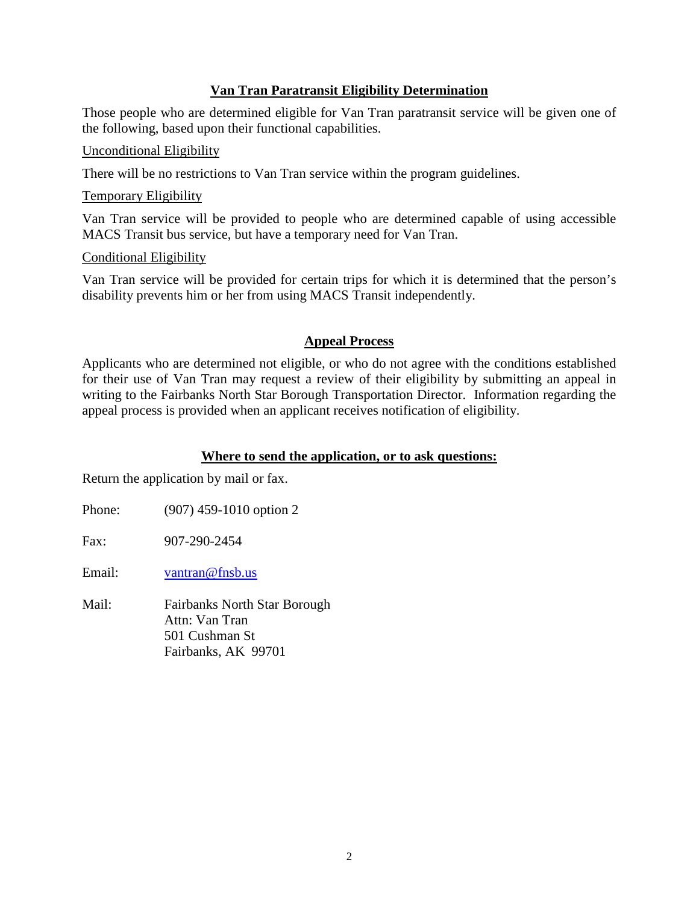## Van Tran Paratransit Eligibility Determination

Those people who are determined eligible for Van Tran paratransit service will be given one of the following, based upon their functional capabilities.

### Unconditional Eligibility

There will be no restrictions to Van Tran service within the program guidelines.

### Temporary Eligibility

Van Tran service will be provided to people who are determined capable of using accessible MACS Transit bus service, but have a temporary need for Van Tran.

### Conditional Eligibility

Van Tran service will be provided for certain trips for which it is determined that the person's disability prevents him or her from using MACS Transit independently.

## Appeal Process

Applicants who are determined not eligible, or who do not agree with the conditions established for their use of Van Tran may request a review of their eligibility by submitting an appeal in writing to the Fairbanks North Star Borough Transportation Director. Information regarding the appeal process is provided when an applicant receives notification of eligibility.

## Where to send the application, or to ask questions:

Return the application by mail or fax.

Phone: (907) 459-1010 option 2

Fax: 907-290-2454

Email: vantran@fnsb.us

Mail: Fairbanks North Star Borough
Attn: Van Tran
501 Cushman St
Fairbanks, AK 99701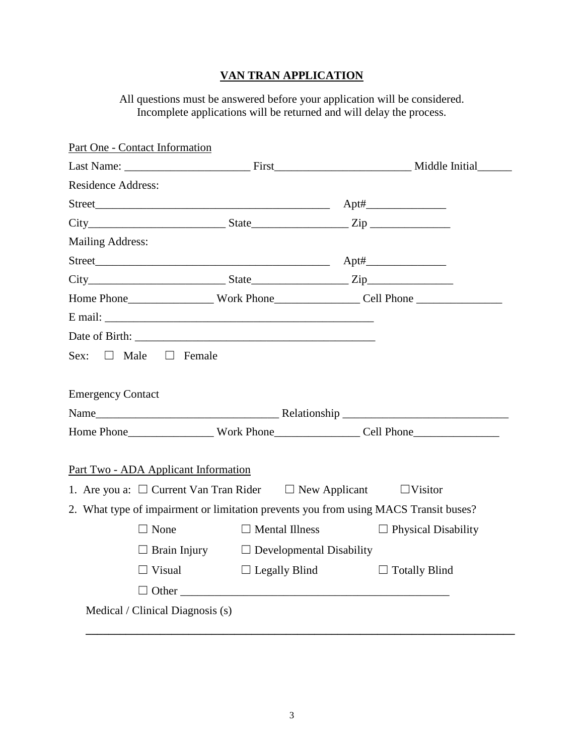# VAN TRAN APPLICATION

All questions must be answered before your application will be considered.
Incomplete applications will be returned and will delay the process.

Part One - Contact Information

Last Name: ______________________ First________________________ Middle Initial______

Residence Address:

Street_________________________________________ Apt#______________

City________________________ State_________________ Zip ______________

Mailing Address:

Street_________________________________________ Apt#______________

City________________________ State_________________ Zip_______________

Home Phone_______________ Work Phone_______________ Cell Phone _______________

E mail: ________________________________________________

Date of Birth: ________________________________________

Sex: ☐ Male ☐ Female

Emergency Contact

Name________________________________ Relationship _____________________________

Home Phone_______________ Work Phone_______________ Cell Phone_______________

Part Two - ADA Applicant Information

1. Are you a: ☐ Current Van Tran Rider ☐ New Applicant ☐Visitor

2. What type of impairment or limitation prevents you from using MACS Transit buses?

   ☐ None ☐ Mental Illness ☐ Physical Disability

   ☐ Brain Injury ☐ Developmental Disability

   ☐ Visual ☐ Legally Blind ☐ Totally Blind

   ☐ Other _______________________________________________

   Medical / Clinical Diagnosis (s)

   ___________________________________________________________________________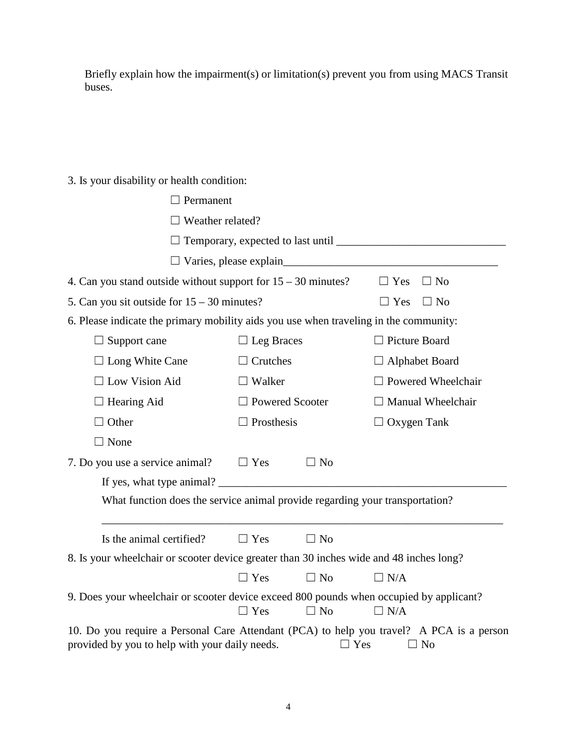Briefly explain how the impairment(s) or limitation(s) prevent you from using MACS Transit buses.

3. Is your disability or health condition:

☐ Permanent

☐ Weather related?

☐ Temporary, expected to last until ______________________________

☐ Varies, please explain______________________________________

4. Can you stand outside without support for 15 – 30 minutes? ☐ Yes ☐ No

5. Can you sit outside for 15 – 30 minutes? ☐ Yes ☐ No

6. Please indicate the primary mobility aids you use when traveling in the community:

| | | |
|---|---|---|
| ☐ Support cane | ☐ Leg Braces | ☐ Picture Board |
| ☐ Long White Cane | ☐ Crutches | ☐ Alphabet Board |
| ☐ Low Vision Aid | ☐ Walker | ☐ Powered Wheelchair |
| ☐ Hearing Aid | ☐ Powered Scooter | ☐ Manual Wheelchair |
| ☐ Other | ☐ Prosthesis | ☐ Oxygen Tank |
| ☐ None | | |

7. Do you use a service animal? ☐ Yes ☐ No

If yes, what type animal? ____________________________________________________

What function does the service animal provide regarding your transportation?

__________________________________________________________________________

Is the animal certified? ☐ Yes ☐ No

8. Is your wheelchair or scooter device greater than 30 inches wide and 48 inches long?

☐ Yes ☐ No ☐ N/A

9. Does your wheelchair or scooter device exceed 800 pounds when occupied by applicant?

☐ Yes ☐ No ☐ N/A

10. Do you require a Personal Care Attendant (PCA) to help you travel? A PCA is a person provided by you to help with your daily needs. ☐ Yes ☐ No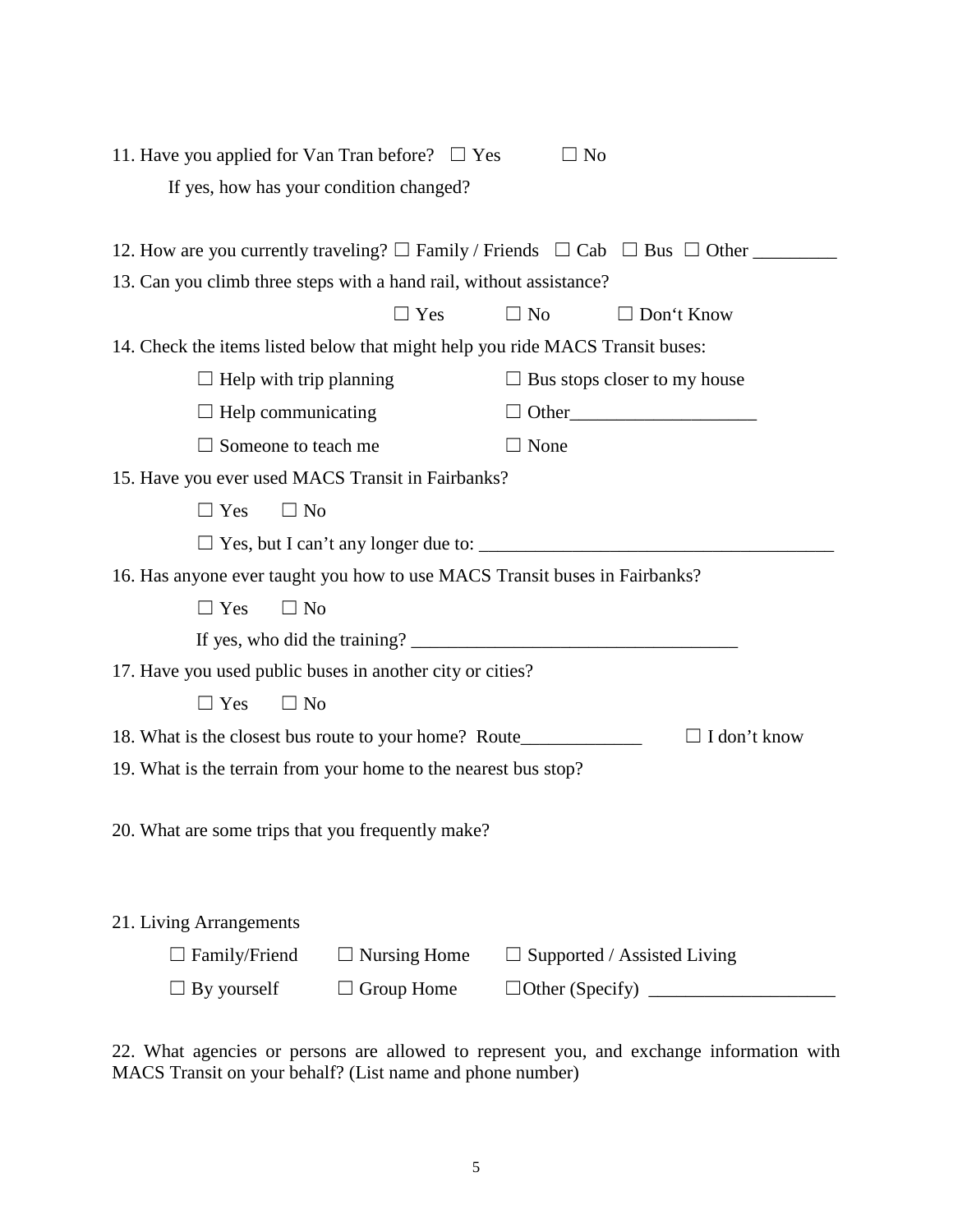11. Have you applied for Van Tran before? ☐ Yes ☐ No

    If yes, how has your condition changed?

12. How are you currently traveling? ☐ Family / Friends ☐ Cab ☐ Bus ☐ Other _________

13. Can you climb three steps with a hand rail, without assistance?

    ☐ Yes ☐ No ☐ Don‘t Know

14. Check the items listed below that might help you ride MACS Transit buses:

    ☐ Help with trip planning ☐ Bus stops closer to my house

    ☐ Help communicating ☐ Other____________________

    ☐ Someone to teach me ☐ None

15. Have you ever used MACS Transit in Fairbanks?

    ☐ Yes ☐ No

    ☐ Yes, but I can't any longer due to: ______________________________________

16. Has anyone ever taught you how to use MACS Transit buses in Fairbanks?

    ☐ Yes ☐ No

    If yes, who did the training? __________________________________

17. Have you used public buses in another city or cities?

    ☐ Yes ☐ No

18. What is the closest bus route to your home? Route_____________ ☐ I don't know

19. What is the terrain from your home to the nearest bus stop?

20. What are some trips that you frequently make?

21. Living Arrangements

    ☐ Family/Friend ☐ Nursing Home ☐ Supported / Assisted Living

    ☐ By yourself ☐ Group Home ☐Other (Specify) ___________________

22. What agencies or persons are allowed to represent you, and exchange information with MACS Transit on your behalf? (List name and phone number)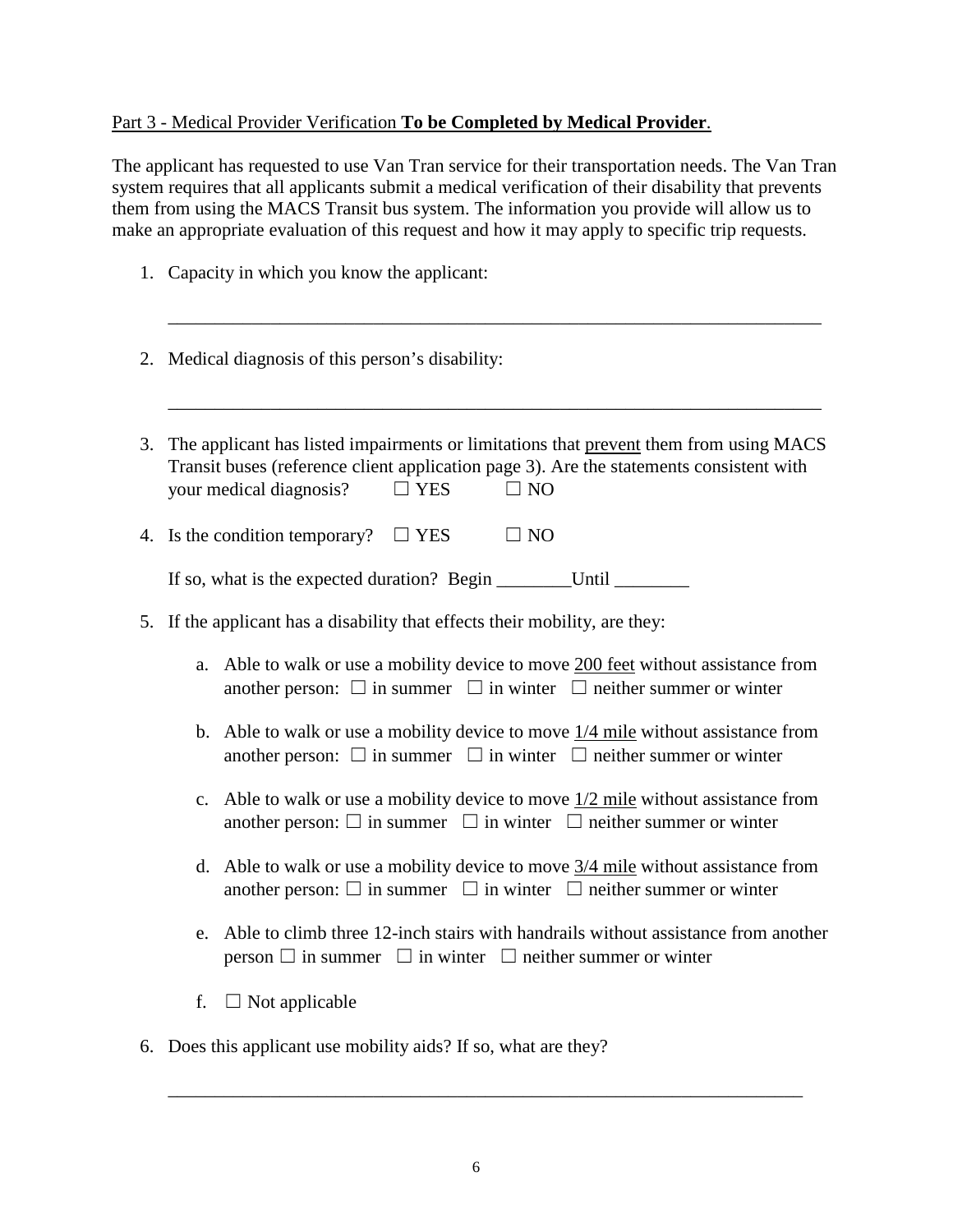Part 3 - Medical Provider Verification **To be Completed by Medical Provider**.

The applicant has requested to use Van Tran service for their transportation needs. The Van Tran system requires that all applicants submit a medical verification of their disability that prevents them from using the MACS Transit bus system. The information you provide will allow us to make an appropriate evaluation of this request and how it may apply to specific trip requests.

1. Capacity in which you know the applicant:

   ______________________________________________________________________

2. Medical diagnosis of this person's disability:

   ______________________________________________________________________

3. The applicant has listed impairments or limitations that prevent them from using MACS Transit buses (reference client application page 3). Are the statements consistent with your medical diagnosis? ☐ YES ☐ NO

4. Is the condition temporary? ☐ YES ☐ NO

   If so, what is the expected duration? Begin ________Until ________

5. If the applicant has a disability that effects their mobility, are they:

   a. Able to walk or use a mobility device to move 200 feet without assistance from another person: ☐ in summer ☐ in winter ☐ neither summer or winter

   b. Able to walk or use a mobility device to move 1/4 mile without assistance from another person: ☐ in summer ☐ in winter ☐ neither summer or winter

   c. Able to walk or use a mobility device to move 1/2 mile without assistance from another person: ☐ in summer ☐ in winter ☐ neither summer or winter

   d. Able to walk or use a mobility device to move 3/4 mile without assistance from another person: ☐ in summer ☐ in winter ☐ neither summer or winter

   e. Able to climb three 12-inch stairs with handrails without assistance from another person ☐ in summer ☐ in winter ☐ neither summer or winter

   f. ☐ Not applicable

6. Does this applicant use mobility aids? If so, what are they?

   ______________________________________________________________________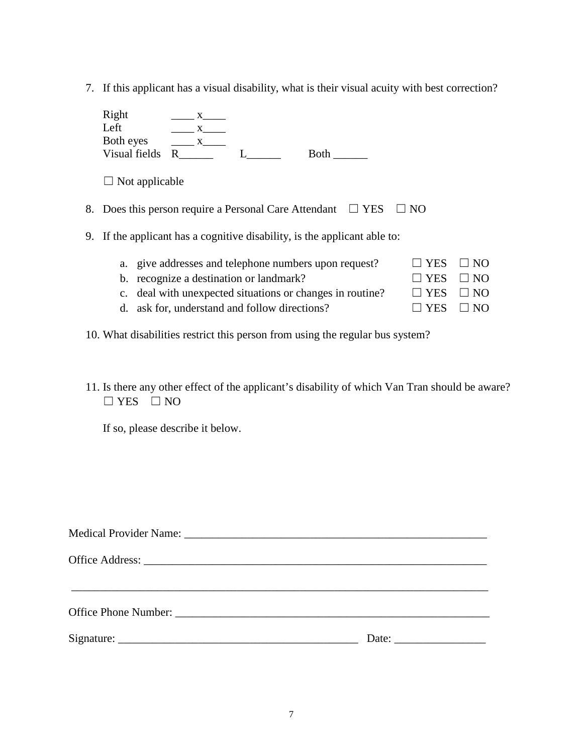7. If this applicant has a visual disability, what is their visual acuity with best correction?

   Right ____ x____
   Left ____ x____
   Both eyes ____ x____
   Visual fields R______ L______ Both ______

   ☐ Not applicable

8. Does this person require a Personal Care Attendant ☐ YES ☐ NO

9. If the applicant has a cognitive disability, is the applicant able to:

   a. give addresses and telephone numbers upon request? ☐ YES ☐ NO
   b. recognize a destination or landmark? ☐ YES ☐ NO
   c. deal with unexpected situations or changes in routine? ☐ YES ☐ NO
   d. ask for, understand and follow directions? ☐ YES ☐ NO

10. What disabilities restrict this person from using the regular bus system?

11. Is there any other effect of the applicant's disability of which Van Tran should be aware?
    ☐ YES ☐ NO

    If so, please describe it below.

Medical Provider Name: ______________________________________________________

Office Address: ______________________________________________________________

______________________________________________________________________________

Office Phone Number: _________________________________________________________

Signature: __________________________________________ Date: ________________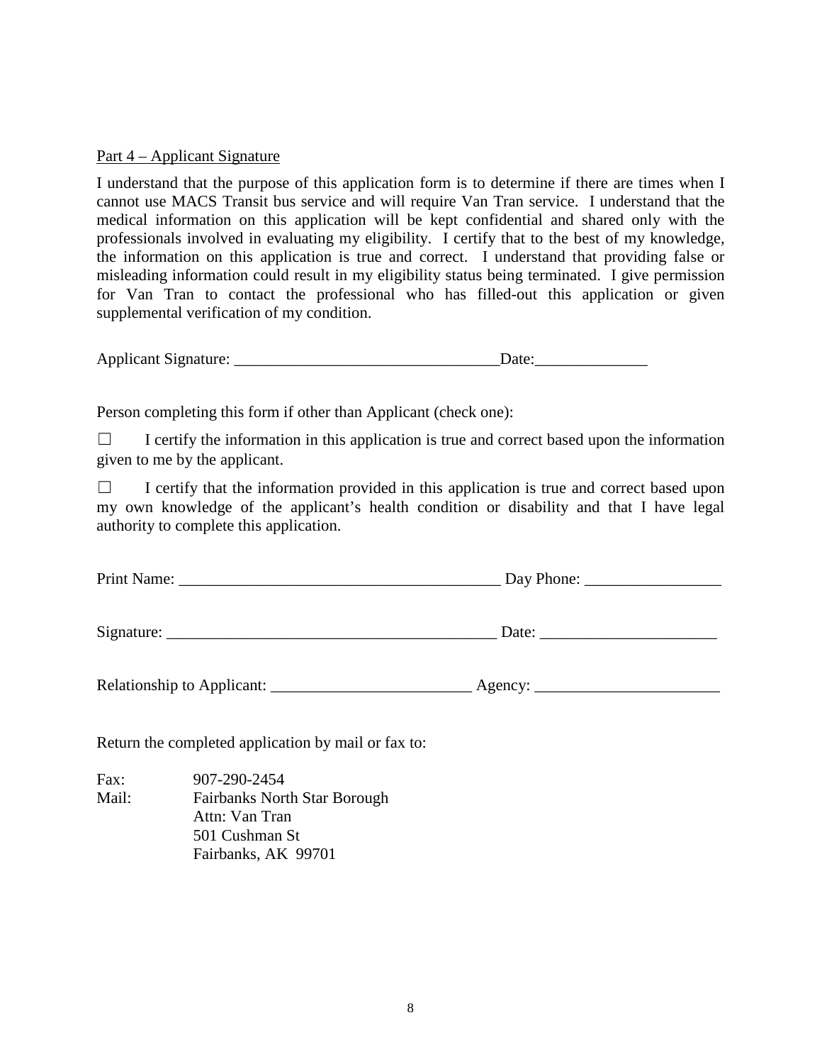Part 4 – Applicant Signature

I understand that the purpose of this application form is to determine if there are times when I cannot use MACS Transit bus service and will require Van Tran service. I understand that the medical information on this application will be kept confidential and shared only with the professionals involved in evaluating my eligibility. I certify that to the best of my knowledge, the information on this application is true and correct. I understand that providing false or misleading information could result in my eligibility status being terminated. I give permission for Van Tran to contact the professional who has filled-out this application or given supplemental verification of my condition.

Applicant Signature: _________________________________Date:______________

Person completing this form if other than Applicant (check one):

☐ I certify the information in this application is true and correct based upon the information given to me by the applicant.

☐ I certify that the information provided in this application is true and correct based upon my own knowledge of the applicant's health condition or disability and that I have legal authority to complete this application.

Print Name: ________________________________________ Day Phone: _________________

Signature: _________________________________________ Date: ______________________

Relationship to Applicant: _________________________ Agency: _______________________

Return the completed application by mail or fax to:

Fax: 907-290-2454

Mail: Fairbanks North Star Borough
Attn: Van Tran
501 Cushman St
Fairbanks, AK 99701